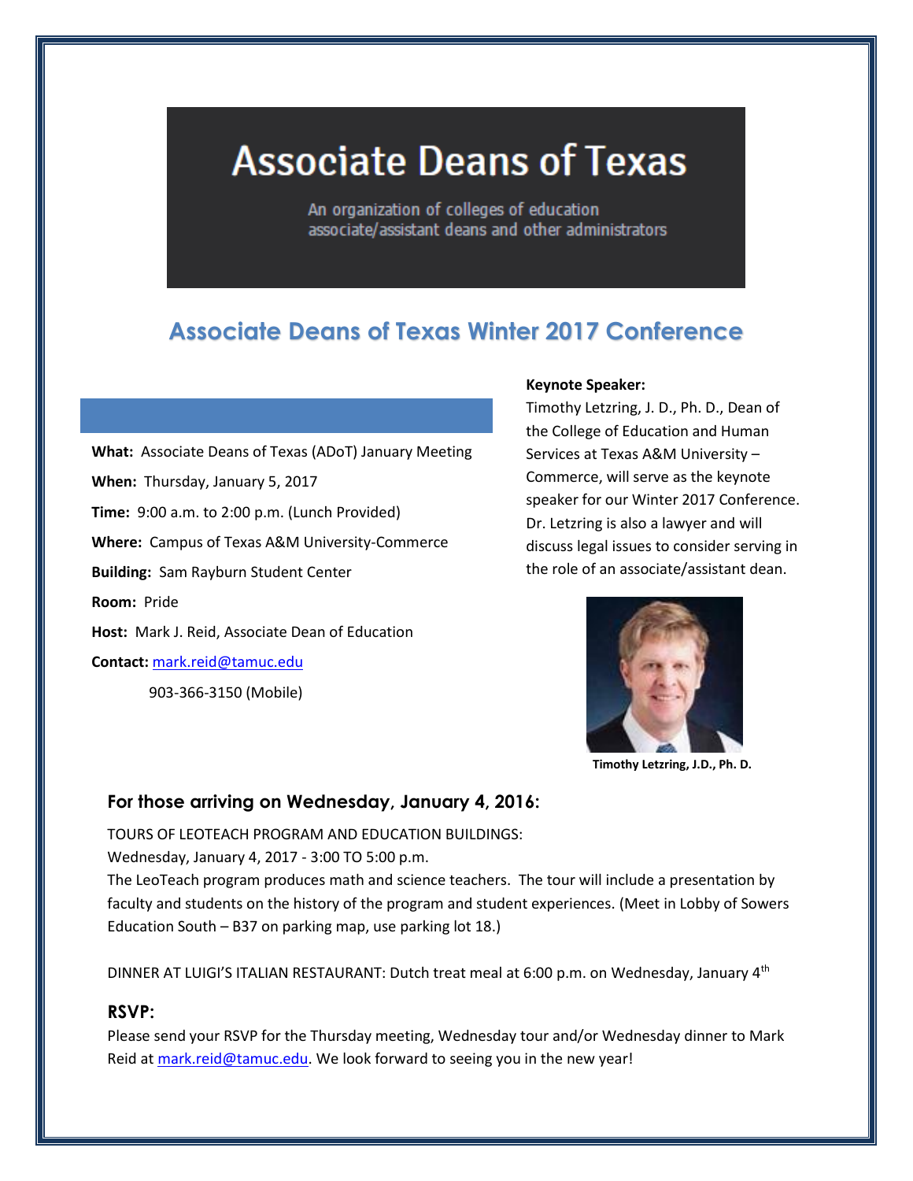# Associate Deans of Texas

An organization of colleges of education associate/assistant deans and other administrators

## Associate Deans of Texas Winter 2017 Conference

**What:** Associate Deans of Texas (ADoT) January Meeting

**When:** Thursday, January 5, 2017

**Time:** 9:00 a.m. to 2:00 p.m. (Lunch Provided)

**Where:** Campus of Texas A&M University-Commerce

**Building:** Sam Rayburn Student Center

**Room:** Pride

**Host:** Mark J. Reid, Associate Dean of Education

**Contact:** mark.reid@tamuc.edu

903-366-3150 (Mobile)

**Keynote Speaker:**

Timothy Letzring, J. D., Ph. D., Dean of the College of Education and Human Services at Texas A&M University – Commerce, will serve as the keynote speaker for our Winter 2017 Conference. Dr. Letzring is also a lawyer and will discuss legal issues to consider serving in the role of an associate/assistant dean.

**Timothy Letzring, J.D., Ph. D.**

### For those arriving on Wednesday, January 4, 2016:

TOURS OF LEOTEACH PROGRAM AND EDUCATION BUILDINGS:
Wednesday, January 4, 2017 - 3:00 TO 5:00 p.m.
The LeoTeach program produces math and science teachers. The tour will include a presentation by faculty and students on the history of the program and student experiences. (Meet in Lobby of Sowers Education South – B37 on parking map, use parking lot 18.)

DINNER AT LUIGI'S ITALIAN RESTAURANT: Dutch treat meal at 6:00 p.m. on Wednesday, January 4th

### RSVP:

Please send your RSVP for the Thursday meeting, Wednesday tour and/or Wednesday dinner to Mark Reid at mark.reid@tamuc.edu. We look forward to seeing you in the new year!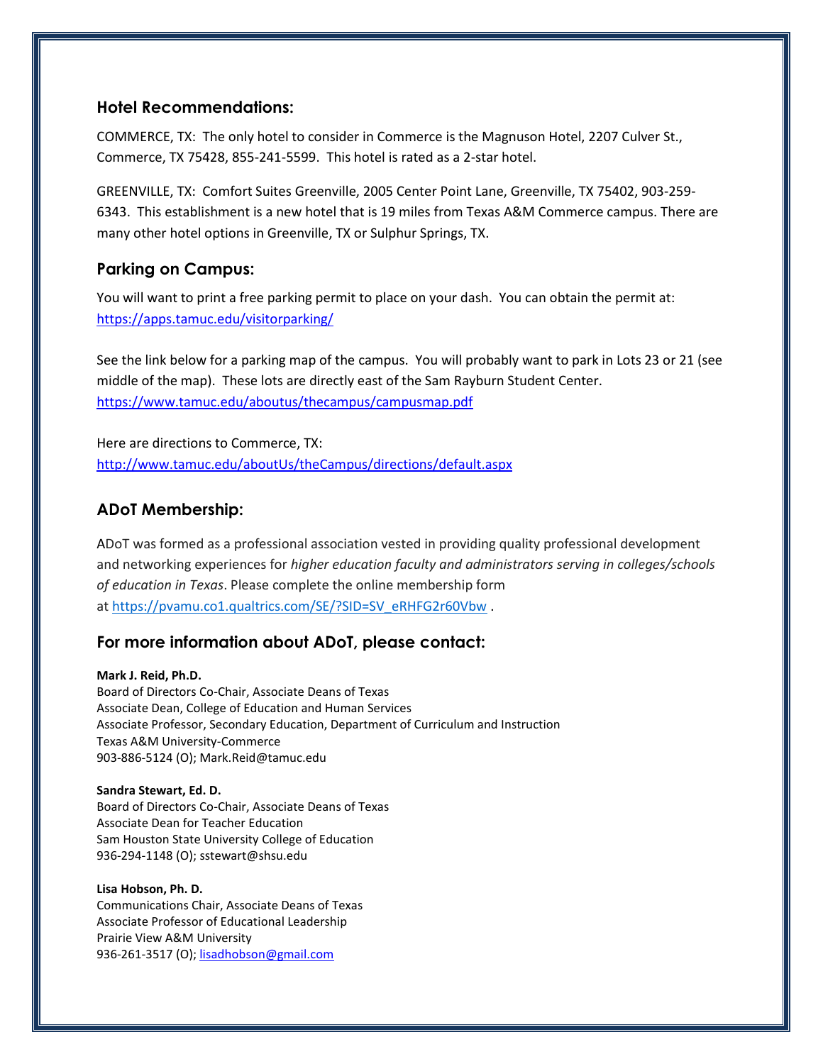## Hotel Recommendations:

COMMERCE, TX: The only hotel to consider in Commerce is the Magnuson Hotel, 2207 Culver St., Commerce, TX 75428, 855-241-5599. This hotel is rated as a 2-star hotel.

GREENVILLE, TX: Comfort Suites Greenville, 2005 Center Point Lane, Greenville, TX 75402, 903-259-6343. This establishment is a new hotel that is 19 miles from Texas A&M Commerce campus. There are many other hotel options in Greenville, TX or Sulphur Springs, TX.

## Parking on Campus:

You will want to print a free parking permit to place on your dash. You can obtain the permit at: https://apps.tamuc.edu/visitorparking/

See the link below for a parking map of the campus. You will probably want to park in Lots 23 or 21 (see middle of the map). These lots are directly east of the Sam Rayburn Student Center. https://www.tamuc.edu/aboutus/thecampus/campusmap.pdf

Here are directions to Commerce, TX:
http://www.tamuc.edu/aboutUs/theCampus/directions/default.aspx

## ADoT Membership:

ADoT was formed as a professional association vested in providing quality professional development and networking experiences for *higher education faculty and administrators serving in colleges/schools of education in Texas*. Please complete the online membership form at https://pvamu.co1.qualtrics.com/SE/?SID=SV_eRHFG2r60Vbw .

## For more information about ADoT, please contact:

**Mark J. Reid, Ph.D.**
Board of Directors Co-Chair, Associate Deans of Texas
Associate Dean, College of Education and Human Services
Associate Professor, Secondary Education, Department of Curriculum and Instruction
Texas A&M University-Commerce
903-886-5124 (O); Mark.Reid@tamuc.edu

**Sandra Stewart, Ed. D.**
Board of Directors Co-Chair, Associate Deans of Texas
Associate Dean for Teacher Education
Sam Houston State University College of Education
936-294-1148 (O); sstewart@shsu.edu

**Lisa Hobson, Ph. D.**
Communications Chair, Associate Deans of Texas
Associate Professor of Educational Leadership
Prairie View A&M University
936-261-3517 (O); lisadhobson@gmail.com